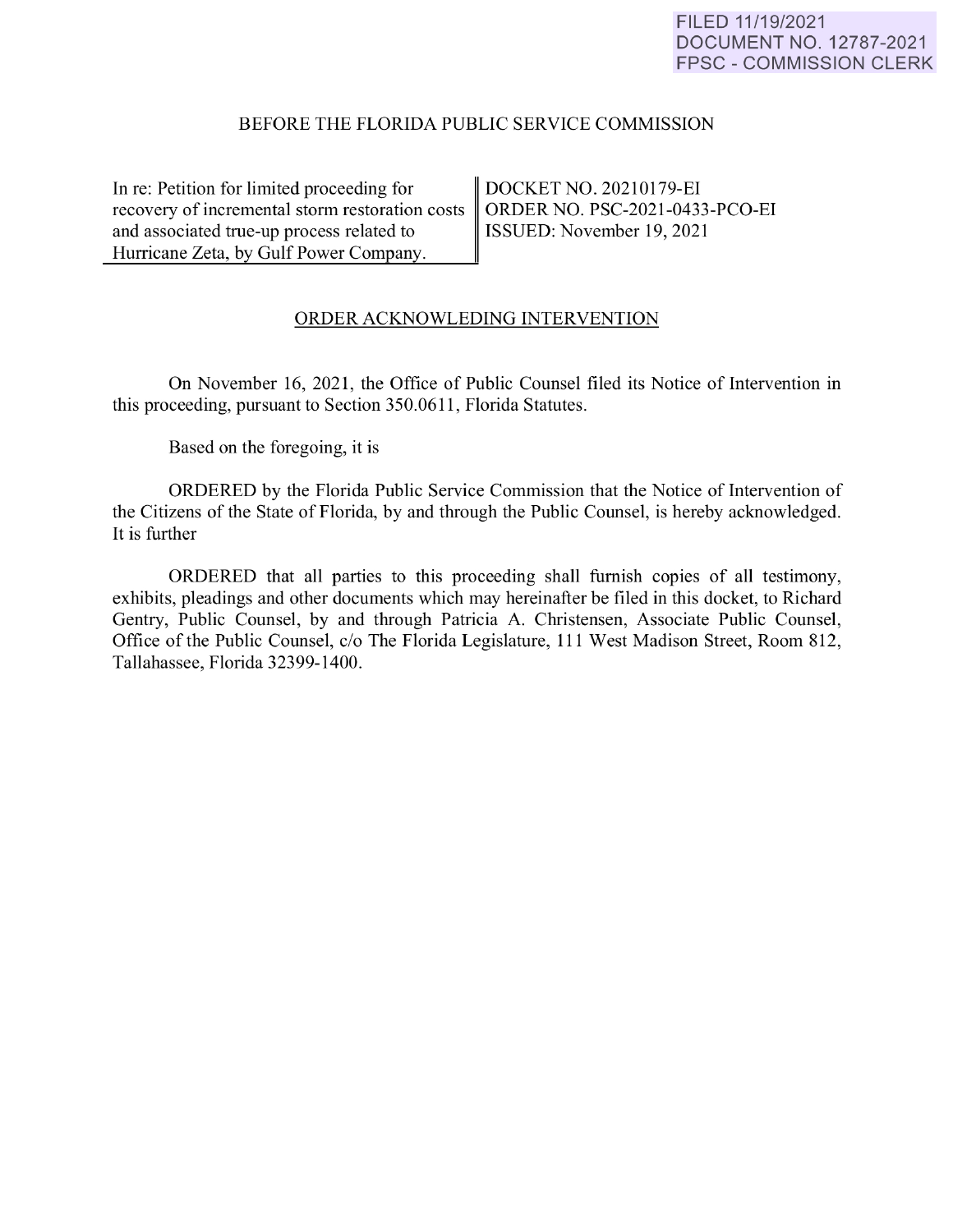FILED 11/19/2021
DOCUMENT NO. 12787-2021
FPSC - COMMISSION CLERK

BEFORE THE FLORIDA PUBLIC SERVICE COMMISSION

| In re: Petition for limited proceeding for recovery of incremental storm restoration costs and associated true-up process related to Hurricane Zeta, by Gulf Power Company. | DOCKET NO. 20210179-EI<br>ORDER NO. PSC-2021-0433-PCO-EI<br>ISSUED: November 19, 2021 |
|---|---|

ORDER ACKNOWLEDING INTERVENTION

On November 16, 2021, the Office of Public Counsel filed its Notice of Intervention in this proceeding, pursuant to Section 350.0611, Florida Statutes.

Based on the foregoing, it is

ORDERED by the Florida Public Service Commission that the Notice of Intervention of the Citizens of the State of Florida, by and through the Public Counsel, is hereby acknowledged. It is further

ORDERED that all parties to this proceeding shall furnish copies of all testimony, exhibits, pleadings and other documents which may hereinafter be filed in this docket, to Richard Gentry, Public Counsel, by and through Patricia A. Christensen, Associate Public Counsel, Office of the Public Counsel, c/o The Florida Legislature, 111 West Madison Street, Room 812, Tallahassee, Florida 32399-1400.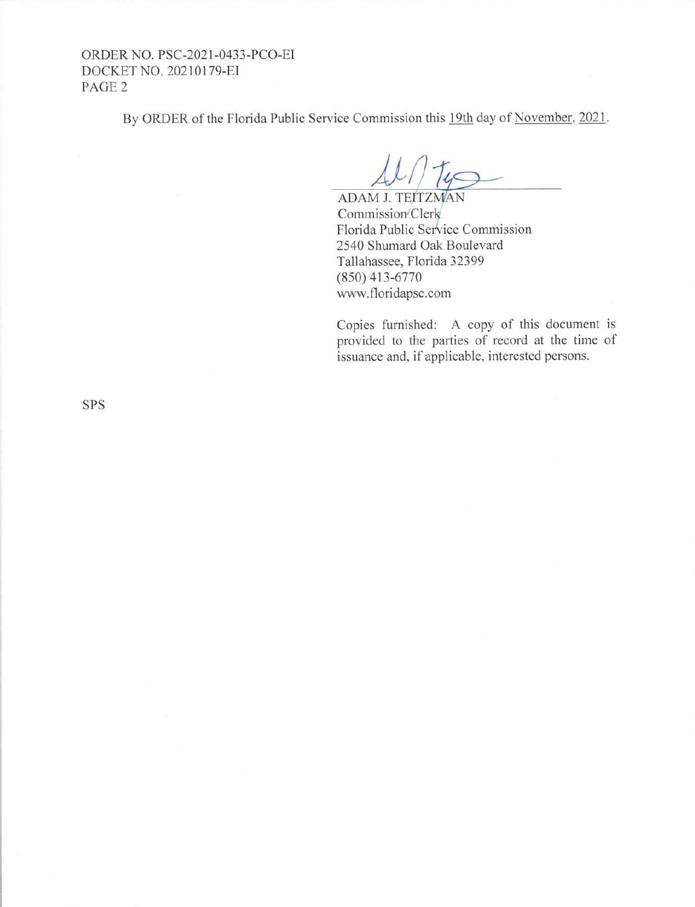By ORDER of the Florida Public Service Commission this 19th day of November, 2021.

ADAM J. TEITZMAN
Commission Clerk
Florida Public Service Commission
2540 Shumard Oak Boulevard
Tallahassee, Florida 32399
(850) 413-6770
www.floridapsc.com

Copies furnished: A copy of this document is provided to the parties of record at the time of issuance and, if applicable, interested persons.

SPS